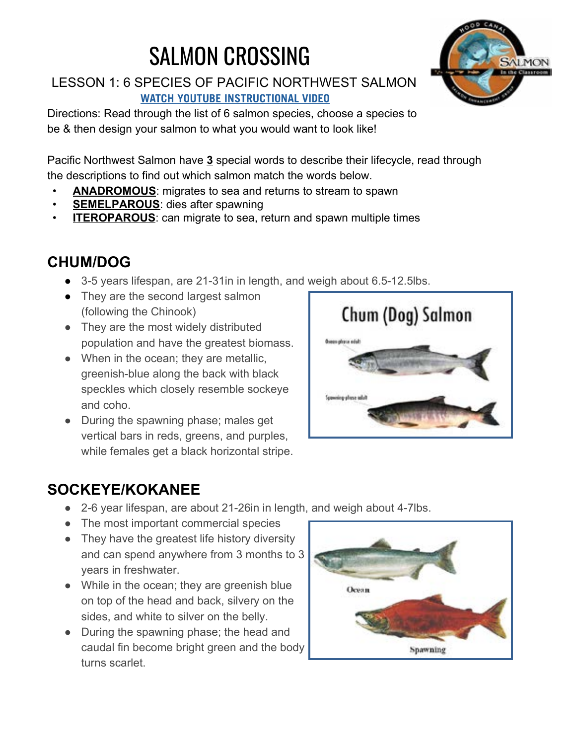# SALMON CROSSING

LESSON 1: 6 SPECIES OF PACIFIC NORTHWEST SALMON

**WATCH YOUTUBE INSTRUCTIONAL VIDEO**

Directions: Read through the list of 6 salmon species, choose a species to be & then design your salmon to what you would want to look like!

Pacific Northwest Salmon have **3** special words to describe their lifecycle, read through the descriptions to find out which salmon match the words below.

- **ANADROMOUS**: migrates to sea and returns to stream to spawn
- **SEMELPAROUS**: dies after spawning
- **ITEROPAROUS**: can migrate to sea, return and spawn multiple times

## CHUM/DOG

- 3-5 years lifespan, are 21-31in in length, and weigh about 6.5-12.5lbs.
- They are the second largest salmon (following the Chinook)
- They are the most widely distributed population and have the greatest biomass.
- When in the ocean; they are metallic, greenish-blue along the back with black speckles which closely resemble sockeye and coho.
- During the spawning phase; males get vertical bars in reds, greens, and purples, while females get a black horizontal stripe.

## SOCKEYE/KOKANEE

- 2-6 year lifespan, are about 21-26in in length, and weigh about 4-7lbs.
- The most important commercial species
- They have the greatest life history diversity and can spend anywhere from 3 months to 3 years in freshwater.
- While in the ocean; they are greenish blue on top of the head and back, silvery on the sides, and white to silver on the belly.
- During the spawning phase; the head and caudal fin become bright green and the body turns scarlet.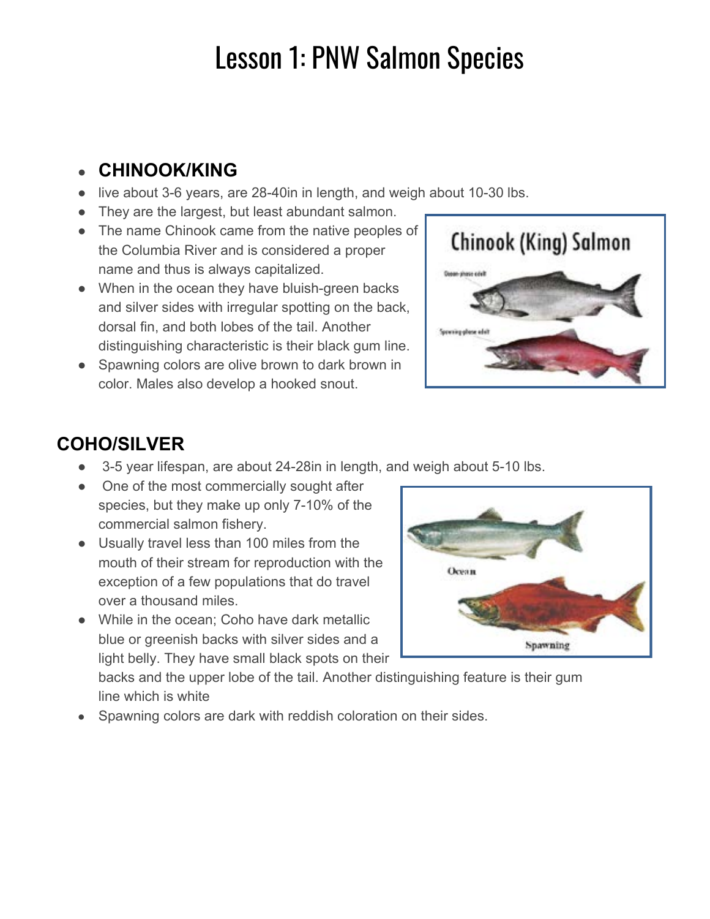# Lesson 1: PNW Salmon Species

- **CHINOOK/KING**
- live about 3-6 years, are 28-40in in length, and weigh about 10-30 lbs.
- They are the largest, but least abundant salmon.
- The name Chinook came from the native peoples of the Columbia River and is considered a proper name and thus is always capitalized.
- When in the ocean they have bluish-green backs and silver sides with irregular spotting on the back, dorsal fin, and both lobes of the tail. Another distinguishing characteristic is their black gum line.
- Spawning colors are olive brown to dark brown in color. Males also develop a hooked snout.

## COHO/SILVER

- 3-5 year lifespan, are about 24-28in in length, and weigh about 5-10 lbs.
- One of the most commercially sought after species, but they make up only 7-10% of the commercial salmon fishery.
- Usually travel less than 100 miles from the mouth of their stream for reproduction with the exception of a few populations that do travel over a thousand miles.
- While in the ocean; Coho have dark metallic blue or greenish backs with silver sides and a light belly. They have small black spots on their backs and the upper lobe of the tail. Another distinguishing feature is their gum line which is white
- Spawning colors are dark with reddish coloration on their sides.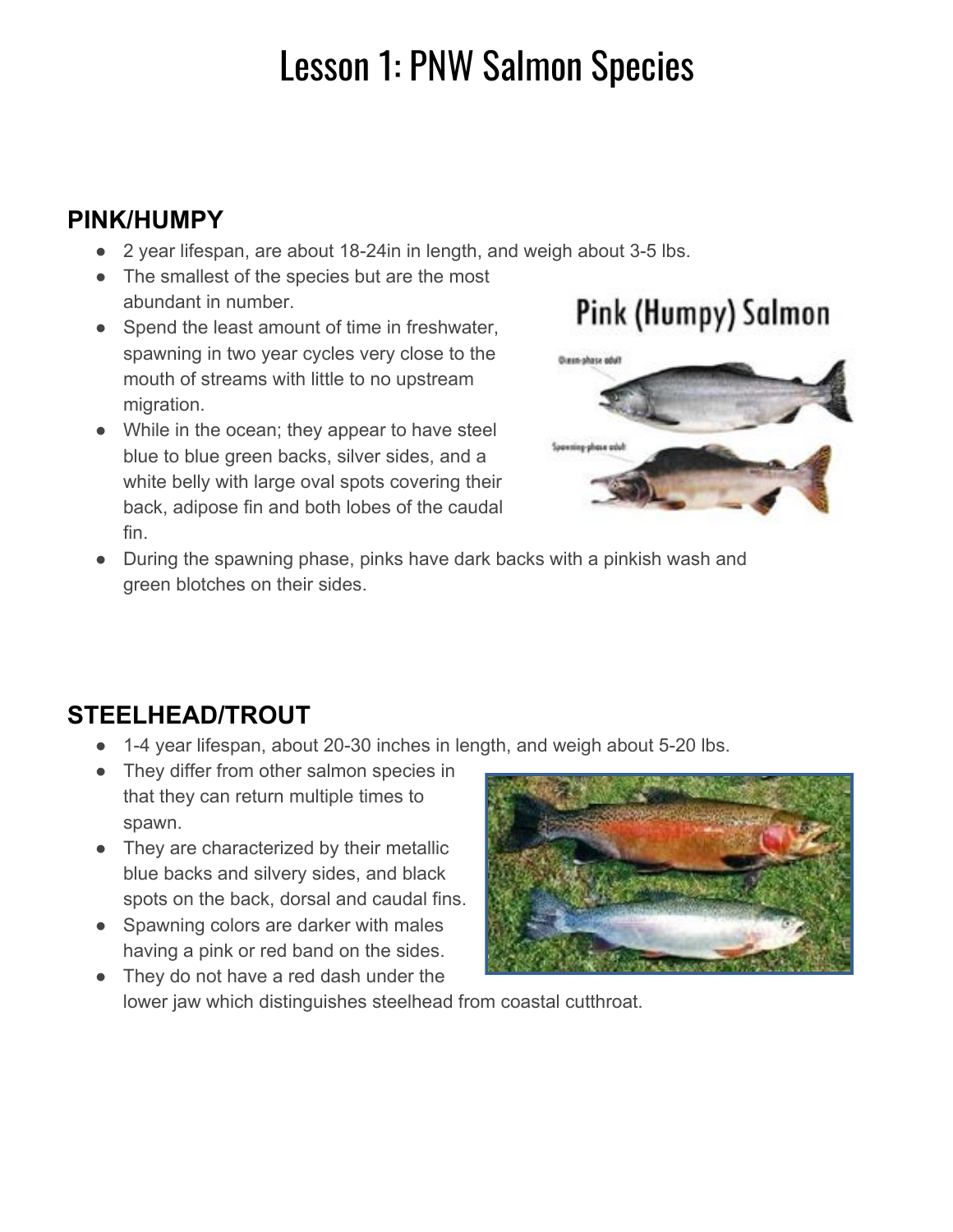# Lesson 1: PNW Salmon Species

## PINK/HUMPY

- 2 year lifespan, are about 18-24in in length, and weigh about 3-5 lbs.
- The smallest of the species but are the most abundant in number.
- Spend the least amount of time in freshwater, spawning in two year cycles very close to the mouth of streams with little to no upstream migration.
- While in the ocean; they appear to have steel blue to blue green backs, silver sides, and a white belly with large oval spots covering their back, adipose fin and both lobes of the caudal fin.
- During the spawning phase, pinks have dark backs with a pinkish wash and green blotches on their sides.

## STEELHEAD/TROUT

- 1-4 year lifespan, about 20-30 inches in length, and weigh about 5-20 lbs.
- They differ from other salmon species in that they can return multiple times to spawn.
- They are characterized by their metallic blue backs and silvery sides, and black spots on the back, dorsal and caudal fins.
- Spawning colors are darker with males having a pink or red band on the sides.
- They do not have a red dash under the lower jaw which distinguishes steelhead from coastal cutthroat.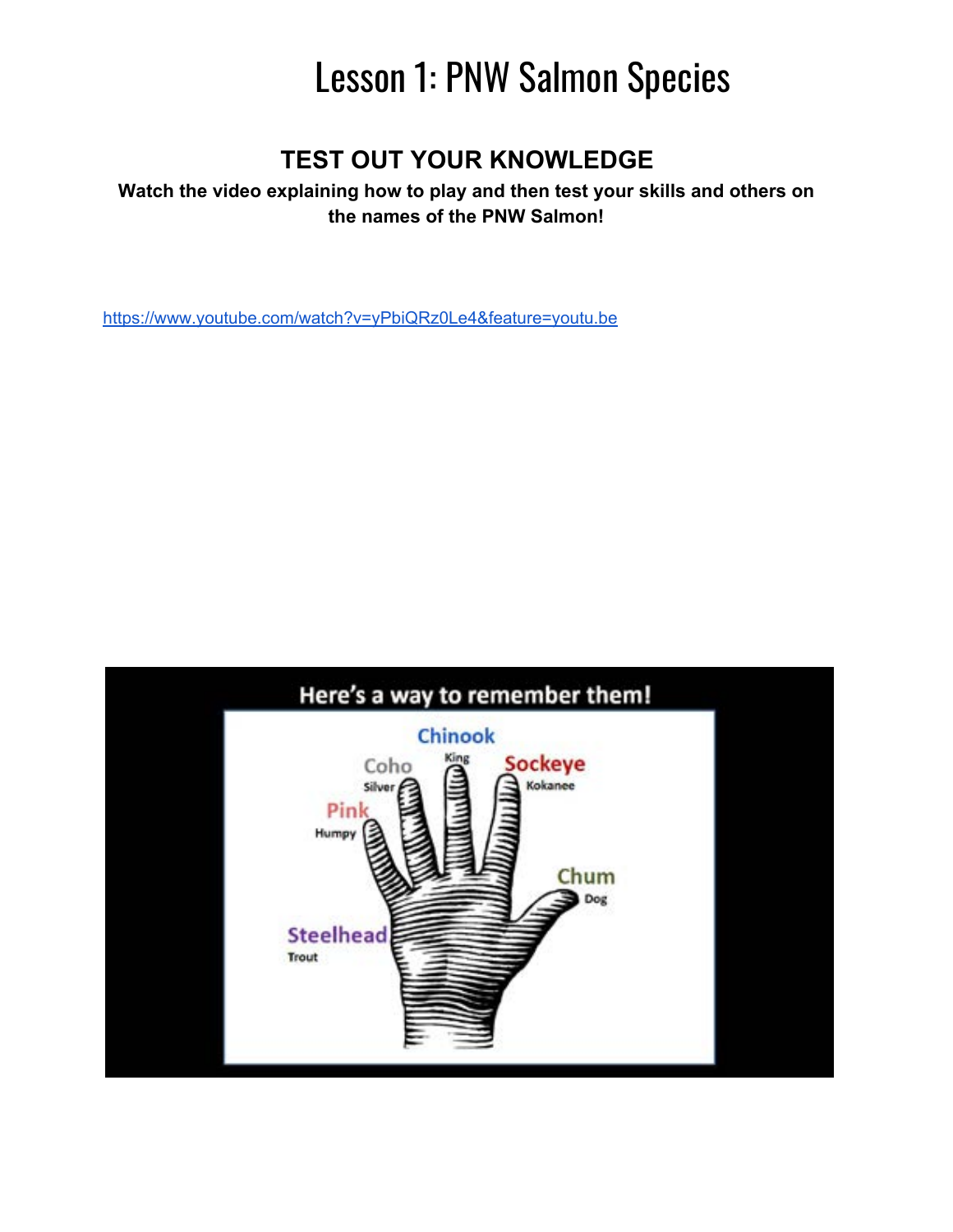# Lesson 1: PNW Salmon Species

## TEST OUT YOUR KNOWLEDGE

**Watch the video explaining how to play and then test your skills and others on the names of the PNW Salmon!**

https://www.youtube.com/watch?v=yPbiQRz0Le4&feature=youtu.be

Here's a way to remember them!

Chinook
King

Coho
Silver

Sockeye
Kokanee

Pink
Humpy

Chum
Dog

Steelhead
Trout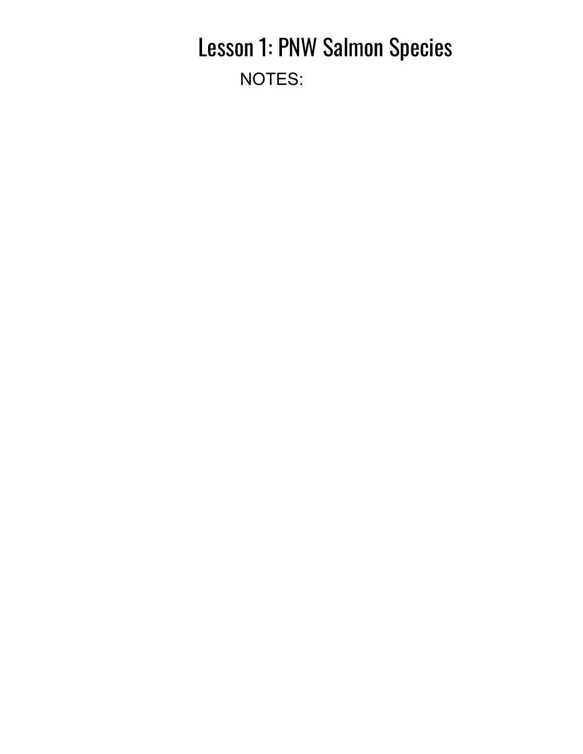# Lesson 1: PNW Salmon Species

NOTES: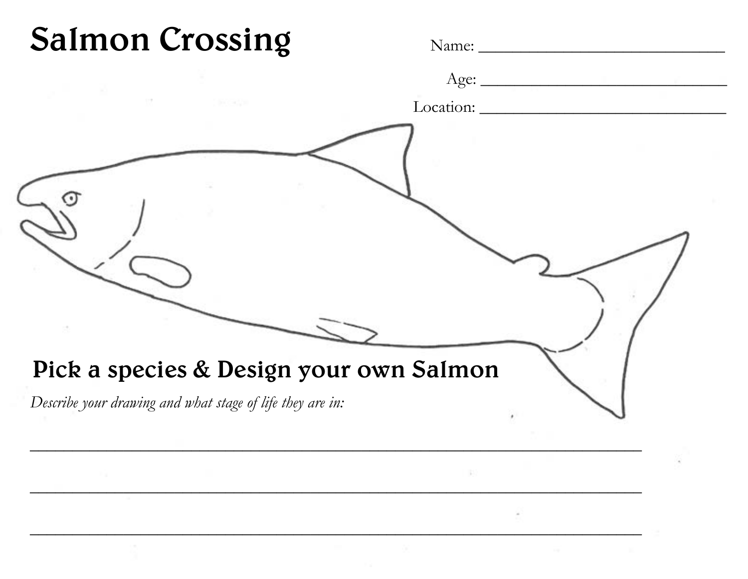# Salmon Crossing

Name: ______________________________

Age: ______________________________

Location: ______________________________

## Pick a species & Design your own Salmon

*Describe your drawing and what stage of life they are in:*

______________________________________________________________________

______________________________________________________________________

______________________________________________________________________